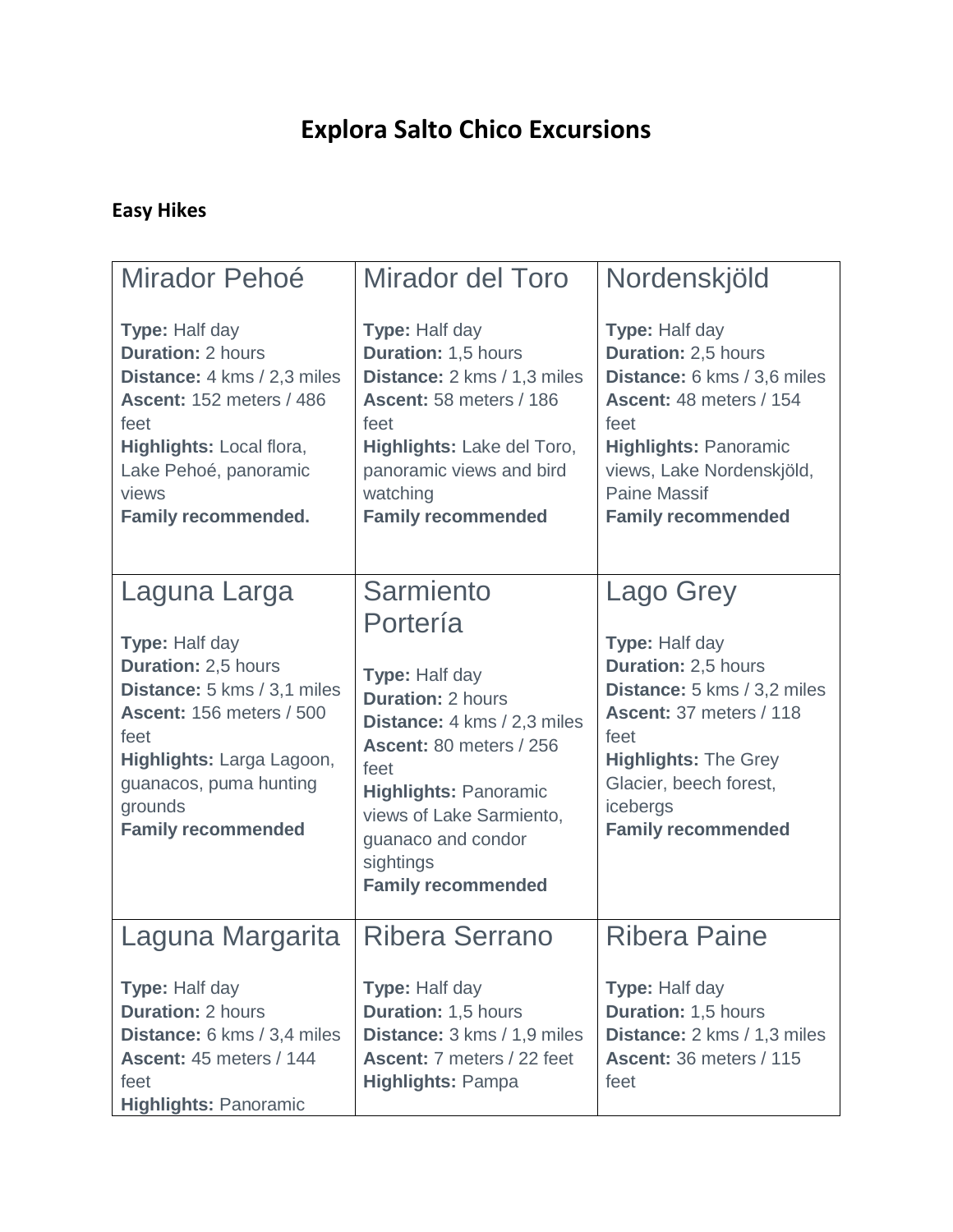# Explora Salto Chico Excursions

## Easy Hikes

| Mirador Pehoé | Mirador del Toro | Nordenskjöld |
|---|---|---|
| **Type:** Half day<br>**Duration:** 2 hours<br>**Distance:** 4 kms / 2,3 miles<br>**Ascent:** 152 meters / 486 feet<br>**Highlights:** Local flora, Lake Pehoé, panoramic views<br>**Family recommended.** | **Type:** Half day<br>**Duration:** 1,5 hours<br>**Distance:** 2 kms / 1,3 miles<br>**Ascent:** 58 meters / 186 feet<br>**Highlights:** Lake del Toro, panoramic views and bird watching<br>**Family recommended** | **Type:** Half day<br>**Duration:** 2,5 hours<br>**Distance:** 6 kms / 3,6 miles<br>**Ascent:** 48 meters / 154 feet<br>**Highlights:** Panoramic views, Lake Nordenskjöld, Paine Massif<br>**Family recommended** |
| **Laguna Larga**<br><br>**Type:** Half day<br>**Duration:** 2,5 hours<br>**Distance:** 5 kms / 3,1 miles<br>**Ascent:** 156 meters / 500 feet<br>**Highlights:** Larga Lagoon, guanacos, puma hunting grounds<br>**Family recommended** | **Sarmiento Portería**<br><br>**Type:** Half day<br>**Duration:** 2 hours<br>**Distance:** 4 kms / 2,3 miles<br>**Ascent:** 80 meters / 256 feet<br>**Highlights:** Panoramic views of Lake Sarmiento, guanaco and condor sightings<br>**Family recommended** | **Lago Grey**<br><br>**Type:** Half day<br>**Duration:** 2,5 hours<br>**Distance:** 5 kms / 3,2 miles<br>**Ascent:** 37 meters / 118 feet<br>**Highlights:** The Grey Glacier, beech forest, icebergs<br>**Family recommended** |
| **Laguna Margarita**<br><br>**Type:** Half day<br>**Duration:** 2 hours<br>**Distance:** 6 kms / 3,4 miles<br>**Ascent:** 45 meters / 144 feet<br>**Highlights:** Panoramic | **Ribera Serrano**<br><br>**Type:** Half day<br>**Duration:** 1,5 hours<br>**Distance:** 3 kms / 1,9 miles<br>**Ascent:** 7 meters / 22 feet<br>**Highlights:** Pampa | **Ribera Paine**<br><br>**Type:** Half day<br>**Duration:** 1,5 hours<br>**Distance:** 2 kms / 1,3 miles<br>**Ascent:** 36 meters / 115 feet |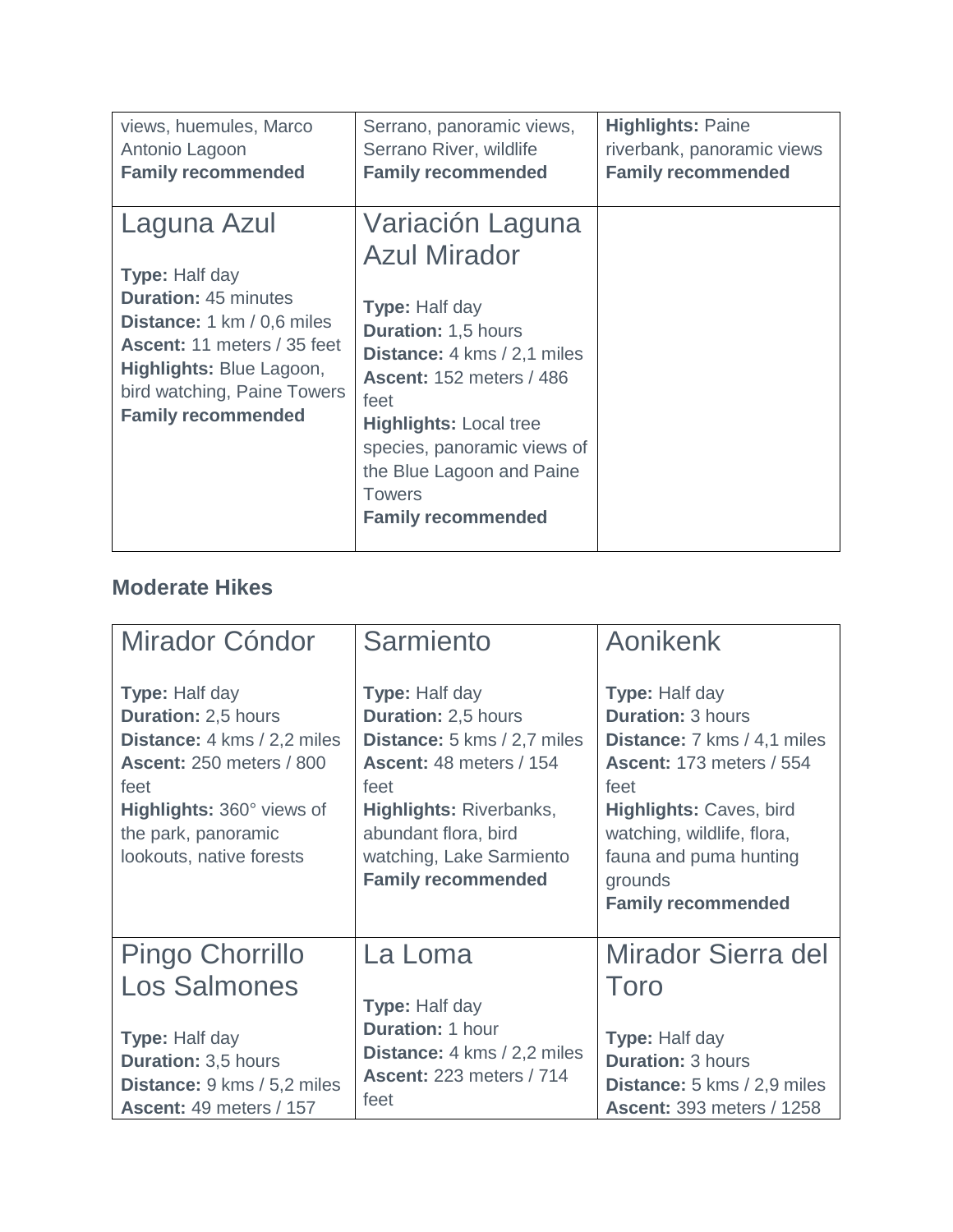| | | |
|---|---|---|
| views, huemules, Marco Antonio Lagoon<br>**Family recommended** | Serrano, panoramic views, Serrano River, wildlife<br>**Family recommended** | **Highlights:** Paine riverbank, panoramic views<br>**Family recommended** |
| Laguna Azul<br><br>**Type:** Half day<br>**Duration:** 45 minutes<br>**Distance:** 1 km / 0,6 miles<br>**Ascent:** 11 meters / 35 feet<br>**Highlights:** Blue Lagoon, bird watching, Paine Towers<br>**Family recommended** | Variación Laguna Azul Mirador<br><br>**Type:** Half day<br>**Duration:** 1,5 hours<br>**Distance:** 4 kms / 2,1 miles<br>**Ascent:** 152 meters / 486 feet<br>**Highlights:** Local tree species, panoramic views of the Blue Lagoon and Paine Towers<br>**Family recommended** | |

### Moderate Hikes

| | | |
|---|---|---|
| Mirador Cóndor<br><br>**Type:** Half day<br>**Duration:** 2,5 hours<br>**Distance:** 4 kms / 2,2 miles<br>**Ascent:** 250 meters / 800 feet<br>**Highlights:** 360° views of the park, panoramic lookouts, native forests | Sarmiento<br><br>**Type:** Half day<br>**Duration:** 2,5 hours<br>**Distance:** 5 kms / 2,7 miles<br>**Ascent:** 48 meters / 154 feet<br>**Highlights:** Riverbanks, abundant flora, bird watching, Lake Sarmiento<br>**Family recommended** | Aonikenk<br><br>**Type:** Half day<br>**Duration:** 3 hours<br>**Distance:** 7 kms / 4,1 miles<br>**Ascent:** 173 meters / 554 feet<br>**Highlights:** Caves, bird watching, wildlife, flora, fauna and puma hunting grounds<br>**Family recommended** |
| Pingo Chorrillo Los Salmones<br><br>**Type:** Half day<br>**Duration:** 3,5 hours<br>**Distance:** 9 kms / 5,2 miles<br>**Ascent:** 49 meters / 157 | La Loma<br><br>**Type:** Half day<br>**Duration:** 1 hour<br>**Distance:** 4 kms / 2,2 miles<br>**Ascent:** 223 meters / 714 feet | Mirador Sierra del Toro<br><br>**Type:** Half day<br>**Duration:** 3 hours<br>**Distance:** 5 kms / 2,9 miles<br>**Ascent:** 393 meters / 1258 |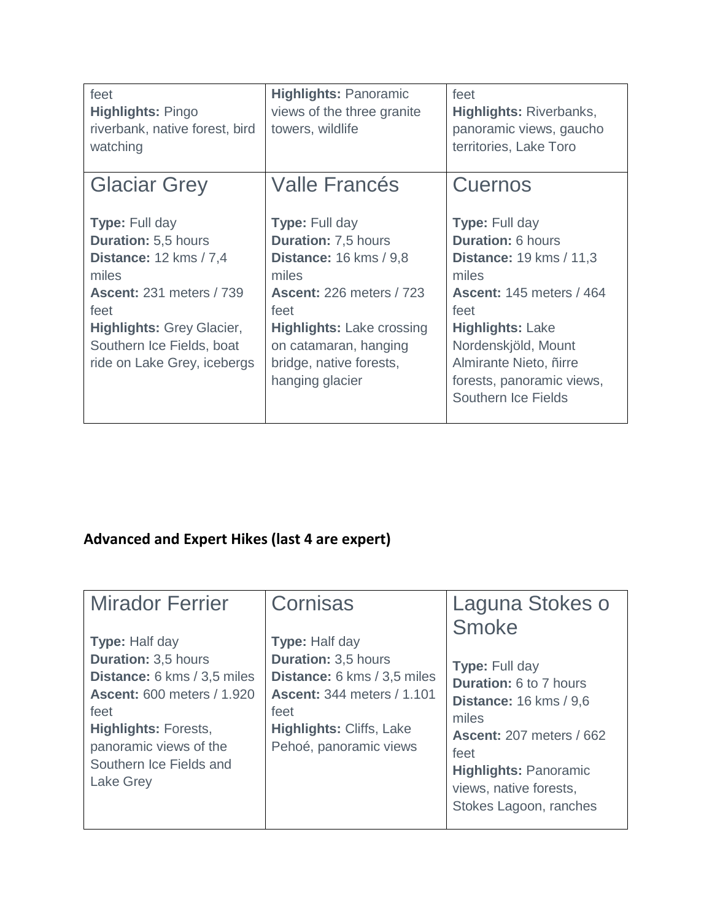| feet<br>**Highlights:** Pingo riverbank, native forest, bird watching | **Highlights:** Panoramic views of the three granite towers, wildlife | feet<br>**Highlights:** Riverbanks, panoramic views, gaucho territories, Lake Toro |
|---|---|---|
| Glaciar Grey<br><br>**Type:** Full day<br>**Duration:** 5,5 hours<br>**Distance:** 12 kms / 7,4 miles<br>**Ascent:** 231 meters / 739 feet<br>**Highlights:** Grey Glacier, Southern Ice Fields, boat ride on Lake Grey, icebergs | Valle Francés<br><br>**Type:** Full day<br>**Duration:** 7,5 hours<br>**Distance:** 16 kms / 9,8 miles<br>**Ascent:** 226 meters / 723 feet<br>**Highlights:** Lake crossing on catamaran, hanging bridge, native forests, hanging glacier | Cuernos<br><br>**Type:** Full day<br>**Duration:** 6 hours<br>**Distance:** 19 kms / 11,3 miles<br>**Ascent:** 145 meters / 464 feet<br>**Highlights:** Lake Nordenskjöld, Mount Almirante Nieto, ñirre forests, panoramic views, Southern Ice Fields |

## Advanced and Expert Hikes (last 4 are expert)

| Mirador Ferrier<br><br>**Type:** Half day<br>**Duration:** 3,5 hours<br>**Distance:** 6 kms / 3,5 miles<br>**Ascent:** 600 meters / 1.920 feet<br>**Highlights:** Forests, panoramic views of the Southern Ice Fields and Lake Grey | Cornisas<br><br>**Type:** Half day<br>**Duration:** 3,5 hours<br>**Distance:** 6 kms / 3,5 miles<br>**Ascent:** 344 meters / 1.101 feet<br>**Highlights:** Cliffs, Lake Pehoé, panoramic views | Laguna Stokes o Smoke<br><br>**Type:** Full day<br>**Duration:** 6 to 7 hours<br>**Distance:** 16 kms / 9,6 miles<br>**Ascent:** 207 meters / 662 feet<br>**Highlights:** Panoramic views, native forests, Stokes Lagoon, ranches |
|---|---|---|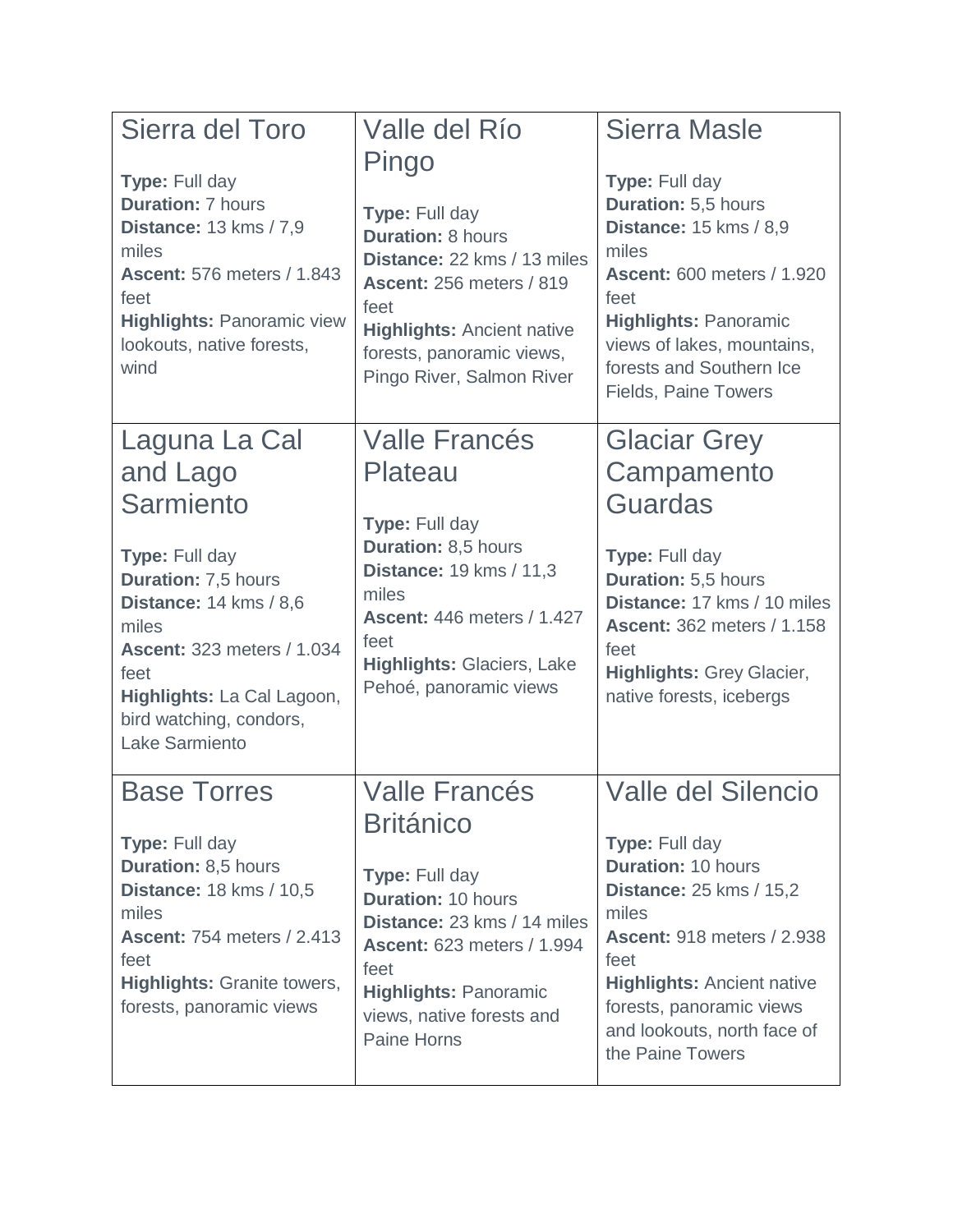| Sierra del Toro<br><br>**Type:** Full day<br>**Duration:** 7 hours<br>**Distance:** 13 kms / 7,9 miles<br>**Ascent:** 576 meters / 1.843 feet<br>**Highlights:** Panoramic view lookouts, native forests, wind | Valle del Río Pingo<br><br>**Type:** Full day<br>**Duration:** 8 hours<br>**Distance:** 22 kms / 13 miles<br>**Ascent:** 256 meters / 819 feet<br>**Highlights:** Ancient native forests, panoramic views, Pingo River, Salmon River | Sierra Masle<br><br>**Type:** Full day<br>**Duration:** 5,5 hours<br>**Distance:** 15 kms / 8,9 miles<br>**Ascent:** 600 meters / 1.920 feet<br>**Highlights:** Panoramic views of lakes, mountains, forests and Southern Ice Fields, Paine Towers |
|---|---|---|
| Laguna La Cal and Lago Sarmiento<br><br>**Type:** Full day<br>**Duration:** 7,5 hours<br>**Distance:** 14 kms / 8,6 miles<br>**Ascent:** 323 meters / 1.034 feet<br>**Highlights:** La Cal Lagoon, bird watching, condors, Lake Sarmiento | Valle Francés Plateau<br><br>**Type:** Full day<br>**Duration:** 8,5 hours<br>**Distance:** 19 kms / 11,3 miles<br>**Ascent:** 446 meters / 1.427 feet<br>**Highlights:** Glaciers, Lake Pehoé, panoramic views | Glaciar Grey Campamento Guardas<br><br>**Type:** Full day<br>**Duration:** 5,5 hours<br>**Distance:** 17 kms / 10 miles<br>**Ascent:** 362 meters / 1.158 feet<br>**Highlights:** Grey Glacier, native forests, icebergs |
| Base Torres<br><br>**Type:** Full day<br>**Duration:** 8,5 hours<br>**Distance:** 18 kms / 10,5 miles<br>**Ascent:** 754 meters / 2.413 feet<br>**Highlights:** Granite towers, forests, panoramic views | Valle Francés Británico<br><br>**Type:** Full day<br>**Duration:** 10 hours<br>**Distance:** 23 kms / 14 miles<br>**Ascent:** 623 meters / 1.994 feet<br>**Highlights:** Panoramic views, native forests and Paine Horns | Valle del Silencio<br><br>**Type:** Full day<br>**Duration:** 10 hours<br>**Distance:** 25 kms / 15,2 miles<br>**Ascent:** 918 meters / 2.938 feet<br>**Highlights:** Ancient native forests, panoramic views and lookouts, north face of the Paine Towers |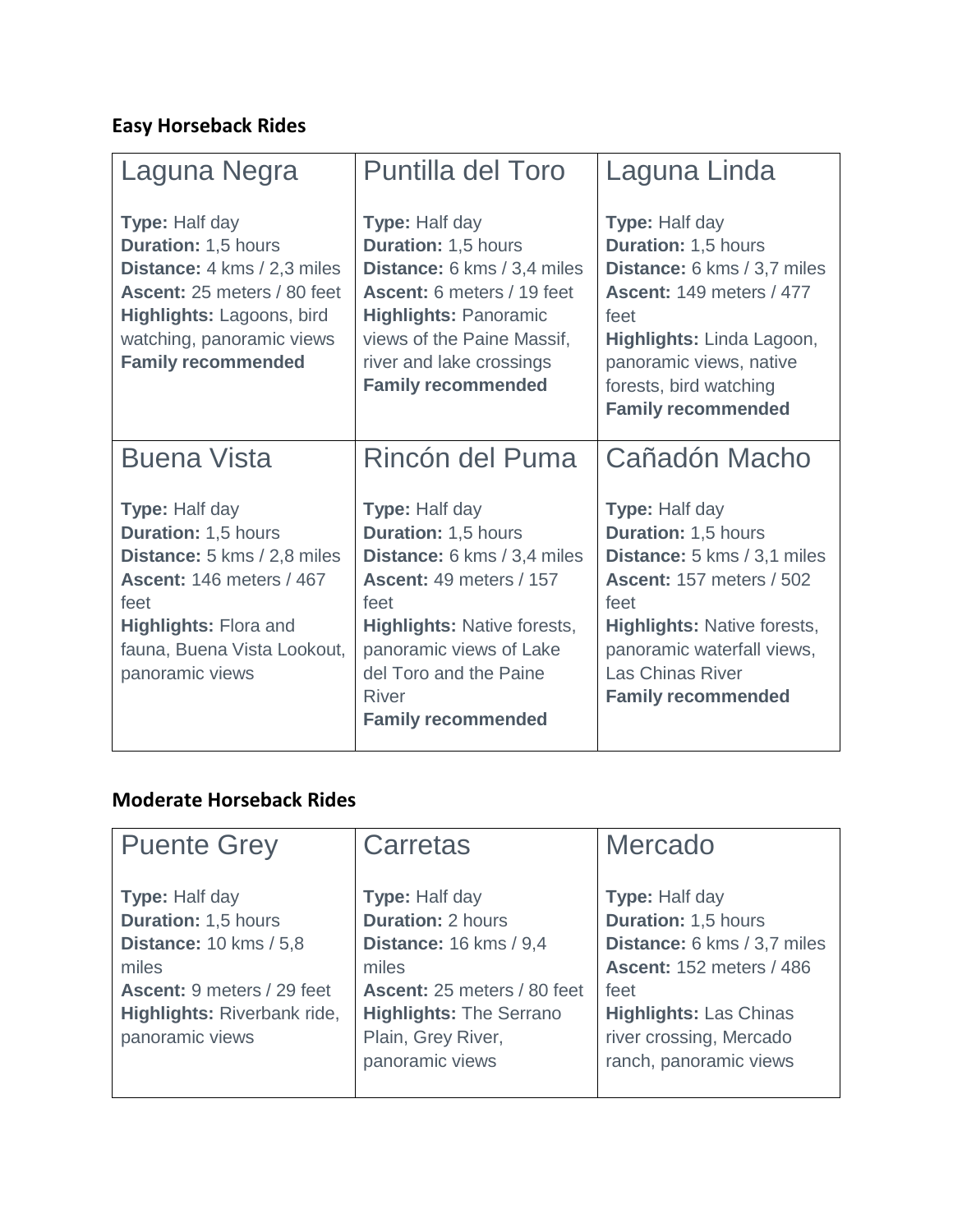### Easy Horseback Rides

| Laguna Negra | Puntilla del Toro | Laguna Linda |
|---|---|---|
| **Type:** Half day<br>**Duration:** 1,5 hours<br>**Distance:** 4 kms / 2,3 miles<br>**Ascent:** 25 meters / 80 feet<br>**Highlights:** Lagoons, bird watching, panoramic views<br>**Family recommended** | **Type:** Half day<br>**Duration:** 1,5 hours<br>**Distance:** 6 kms / 3,4 miles<br>**Ascent:** 6 meters / 19 feet<br>**Highlights:** Panoramic views of the Paine Massif, river and lake crossings<br>**Family recommended** | **Type:** Half day<br>**Duration:** 1,5 hours<br>**Distance:** 6 kms / 3,7 miles<br>**Ascent:** 149 meters / 477 feet<br>**Highlights:** Linda Lagoon, panoramic views, native forests, bird watching<br>**Family recommended** |
| **Buena Vista** | **Rincón del Puma** | **Cañadón Macho** |
| **Type:** Half day<br>**Duration:** 1,5 hours<br>**Distance:** 5 kms / 2,8 miles<br>**Ascent:** 146 meters / 467 feet<br>**Highlights:** Flora and fauna, Buena Vista Lookout, panoramic views | **Type:** Half day<br>**Duration:** 1,5 hours<br>**Distance:** 6 kms / 3,4 miles<br>**Ascent:** 49 meters / 157 feet<br>**Highlights:** Native forests, panoramic views of Lake del Toro and the Paine River<br>**Family recommended** | **Type:** Half day<br>**Duration:** 1,5 hours<br>**Distance:** 5 kms / 3,1 miles<br>**Ascent:** 157 meters / 502 feet<br>**Highlights:** Native forests, panoramic waterfall views, Las Chinas River<br>**Family recommended** |

### Moderate Horseback Rides

| Puente Grey | Carretas | Mercado |
|---|---|---|
| **Type:** Half day<br>**Duration:** 1,5 hours<br>**Distance:** 10 kms / 5,8 miles<br>**Ascent:** 9 meters / 29 feet<br>**Highlights:** Riverbank ride, panoramic views | **Type:** Half day<br>**Duration:** 2 hours<br>**Distance:** 16 kms / 9,4 miles<br>**Ascent:** 25 meters / 80 feet<br>**Highlights:** The Serrano Plain, Grey River, panoramic views | **Type:** Half day<br>**Duration:** 1,5 hours<br>**Distance:** 6 kms / 3,7 miles<br>**Ascent:** 152 meters / 486 feet<br>**Highlights:** Las Chinas river crossing, Mercado ranch, panoramic views |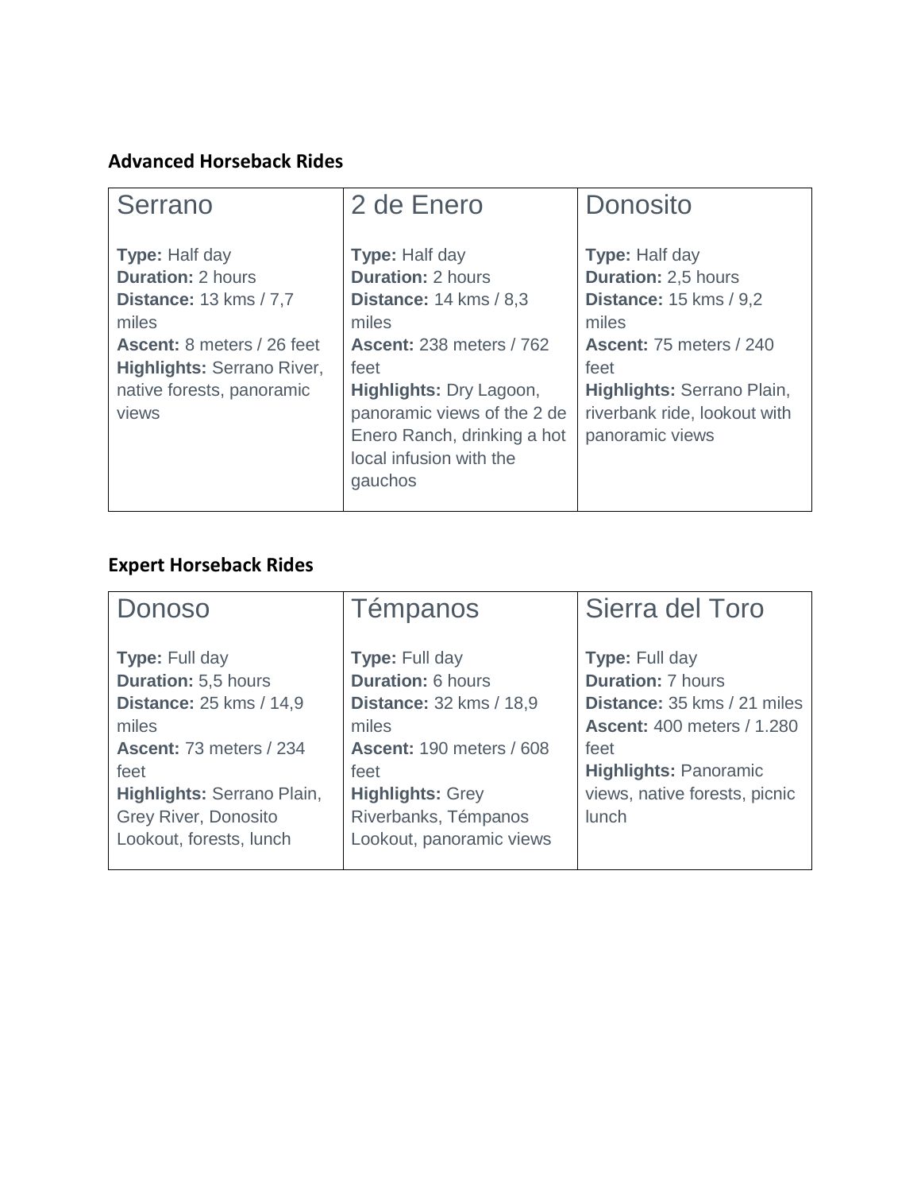## Advanced Horseback Rides

| Serrano | 2 de Enero | Donosito |
|---|---|---|
| **Type:** Half day<br>**Duration:** 2 hours<br>**Distance:** 13 kms / 7,7 miles<br>**Ascent:** 8 meters / 26 feet<br>**Highlights:** Serrano River, native forests, panoramic views | **Type:** Half day<br>**Duration:** 2 hours<br>**Distance:** 14 kms / 8,3 miles<br>**Ascent:** 238 meters / 762 feet<br>**Highlights:** Dry Lagoon, panoramic views of the 2 de Enero Ranch, drinking a hot local infusion with the gauchos | **Type:** Half day<br>**Duration:** 2,5 hours<br>**Distance:** 15 kms / 9,2 miles<br>**Ascent:** 75 meters / 240 feet<br>**Highlights:** Serrano Plain, riverbank ride, lookout with panoramic views |

## Expert Horseback Rides

| Donoso | Témpanos | Sierra del Toro |
|---|---|---|
| **Type:** Full day<br>**Duration:** 5,5 hours<br>**Distance:** 25 kms / 14,9 miles<br>**Ascent:** 73 meters / 234 feet<br>**Highlights:** Serrano Plain, Grey River, Donosito Lookout, forests, lunch | **Type:** Full day<br>**Duration:** 6 hours<br>**Distance:** 32 kms / 18,9 miles<br>**Ascent:** 190 meters / 608 feet<br>**Highlights:** Grey Riverbanks, Témpanos Lookout, panoramic views | **Type:** Full day<br>**Duration:** 7 hours<br>**Distance:** 35 kms / 21 miles<br>**Ascent:** 400 meters / 1.280 feet<br>**Highlights:** Panoramic views, native forests, picnic lunch |